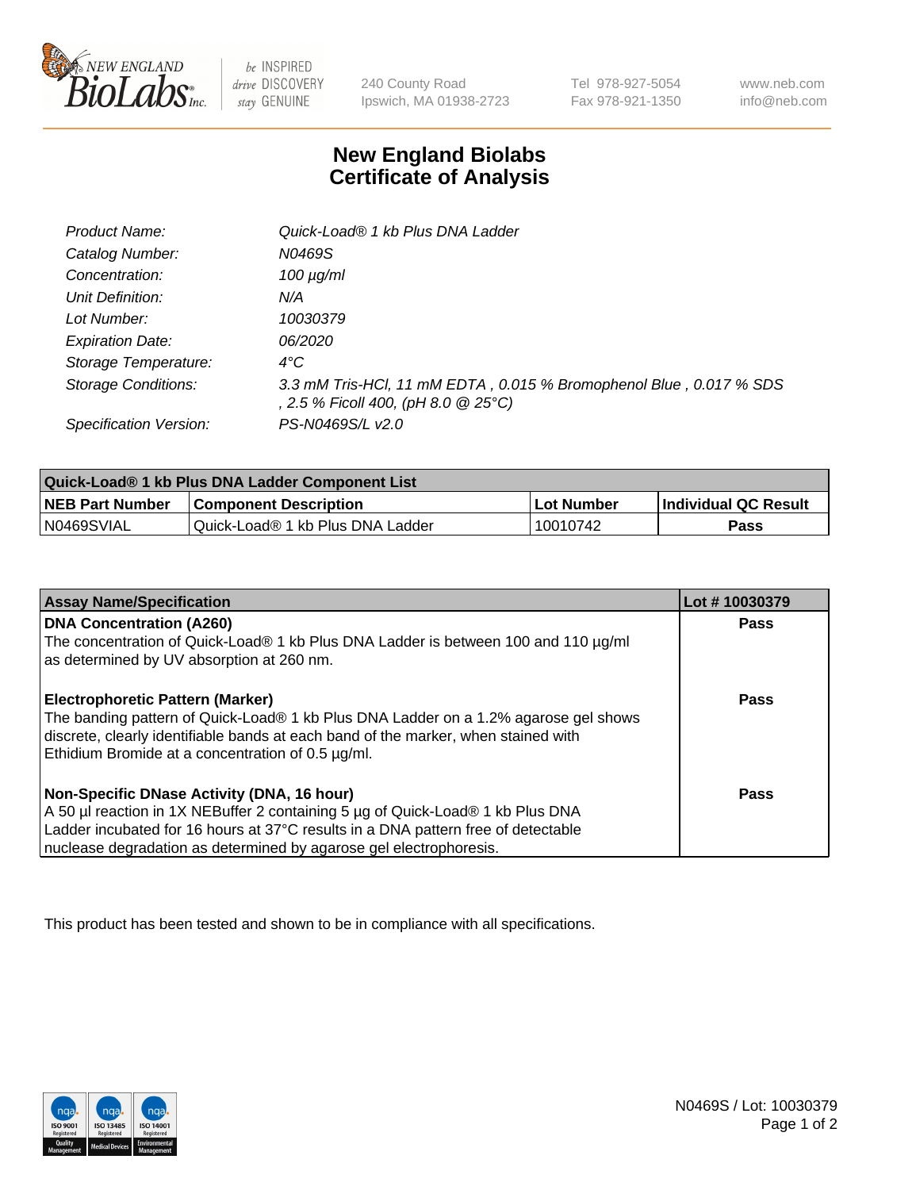New England BioLabs Inc. — be INSPIRED drive DISCOVERY stay GENUINE

240 County Road
Ipswich, MA 01938-2723

Tel 978-927-5054
Fax 978-921-1350

www.neb.com
info@neb.com

# New England Biolabs Certificate of Analysis

| | |
|---|---|
| *Product Name:* | *Quick-Load® 1 kb Plus DNA Ladder* |
| *Catalog Number:* | *N0469S* |
| *Concentration:* | *100 µg/ml* |
| *Unit Definition:* | *N/A* |
| *Lot Number:* | *10030379* |
| *Expiration Date:* | *06/2020* |
| *Storage Temperature:* | *4°C* |
| *Storage Conditions:* | *3.3 mM Tris-HCl, 11 mM EDTA , 0.015 % Bromophenol Blue , 0.017 % SDS , 2.5 % Ficoll 400, (pH 8.0 @ 25°C)* |
| *Specification Version:* | *PS-N0469S/L v2.0* |

| Quick-Load® 1 kb Plus DNA Ladder Component List | | | |
|---|---|---|---|
| **NEB Part Number** | **Component Description** | **Lot Number** | **Individual QC Result** |
| N0469SVIAL | Quick-Load® 1 kb Plus DNA Ladder | 10010742 | **Pass** |

| Assay Name/Specification | Lot # 10030379 |
|---|---|
| **DNA Concentration (A260)**<br>The concentration of Quick-Load® 1 kb Plus DNA Ladder is between 100 and 110 µg/ml as determined by UV absorption at 260 nm. | **Pass** |
| **Electrophoretic Pattern (Marker)**<br>The banding pattern of Quick-Load® 1 kb Plus DNA Ladder on a 1.2% agarose gel shows discrete, clearly identifiable bands at each band of the marker, when stained with Ethidium Bromide at a concentration of 0.5 µg/ml. | **Pass** |
| **Non-Specific DNase Activity (DNA, 16 hour)**<br>A 50 µl reaction in 1X NEBuffer 2 containing 5 µg of Quick-Load® 1 kb Plus DNA Ladder incubated for 16 hours at 37°C results in a DNA pattern free of detectable nuclease degradation as determined by agarose gel electrophoresis. | **Pass** |

This product has been tested and shown to be in compliance with all specifications.

N0469S / Lot: 10030379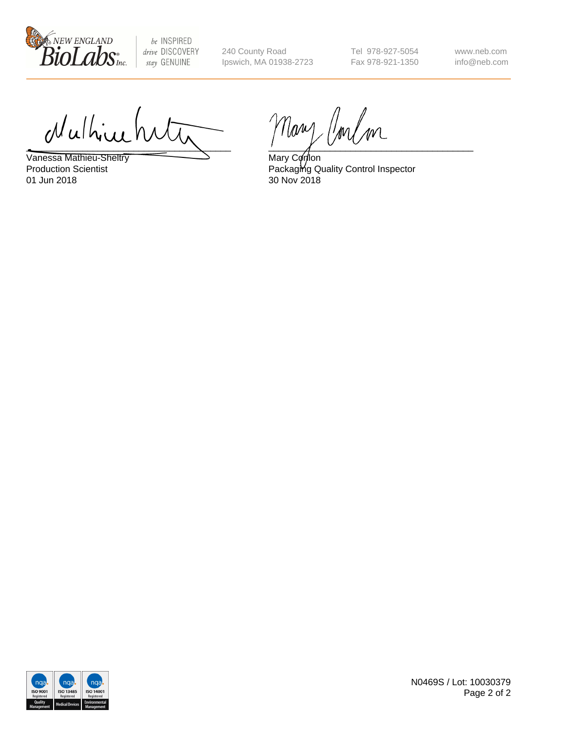Vanessa Mathieu-Sheltry
Production Scientist
01 Jun 2018

Mary Conlon
Packaging Quality Control Inspector
30 Nov 2018

N0469S / Lot: 10030379